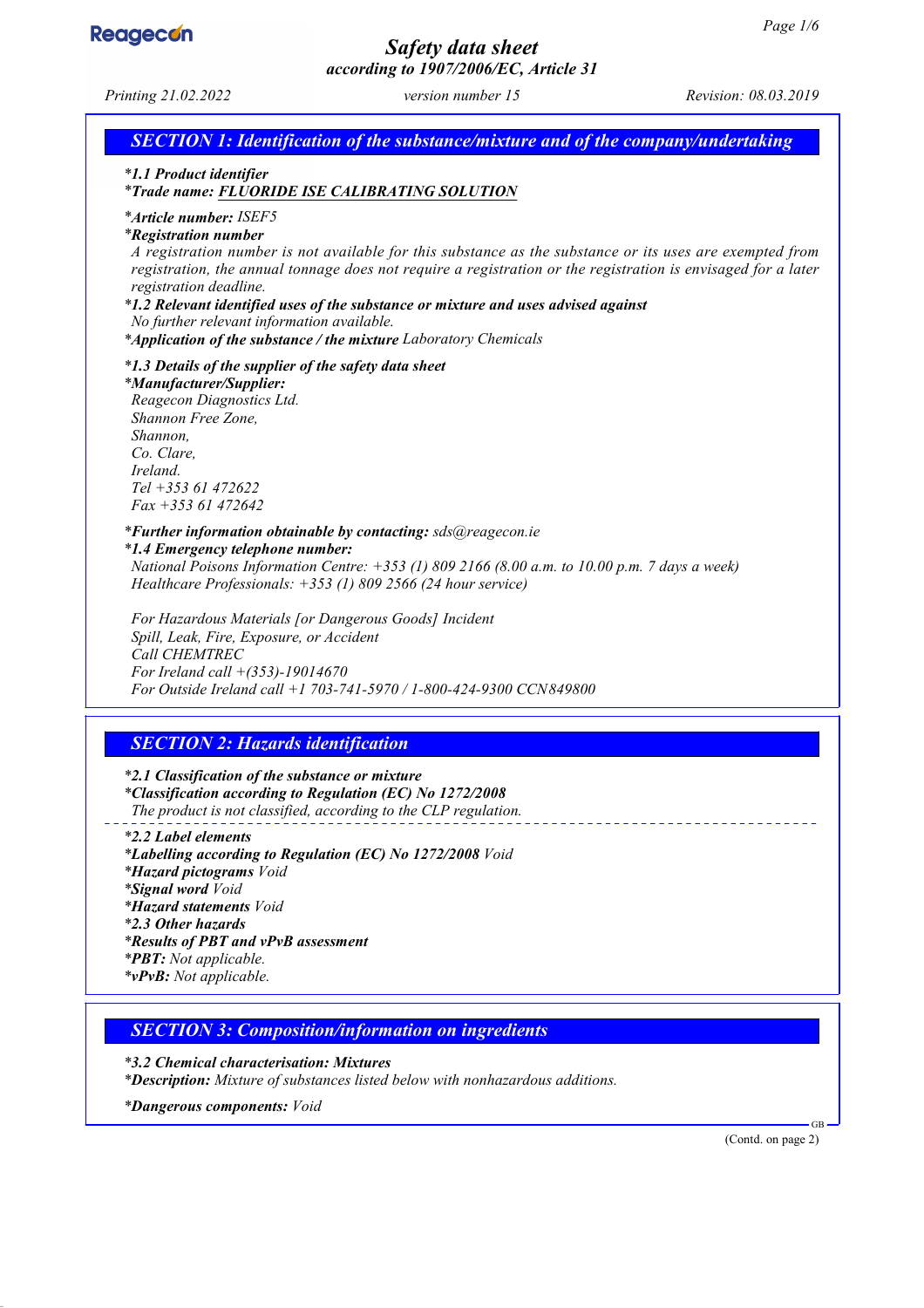# Safety data sheet

*according to 1907/2006/EC, Article 31*

*Printing 21.02.2022* — *version number 15* — *Revision: 08.03.2019*

## SECTION 1: Identification of the substance/mixture and of the company/undertaking

- ***1.1 Product identifier***
- ***Trade name:* FLUORIDE ISE CALIBRATING SOLUTION**
- ***Article number:*** *ISEF5*
- ***Registration number***
  *A registration number is not available for this substance as the substance or its uses are exempted from registration, the annual tonnage does not require a registration or the registration is envisaged for a later registration deadline.*
- ***1.2 Relevant identified uses of the substance or mixture and uses advised against***
  *No further relevant information available.*
- ***Application of the substance / the mixture*** *Laboratory Chemicals*
- ***1.3 Details of the supplier of the safety data sheet***
- ***Manufacturer/Supplier:***
  *Reagecon Diagnostics Ltd.*
  *Shannon Free Zone,*
  *Shannon,*
  *Co. Clare,*
  *Ireland.*
  *Tel +353 61 472622*
  *Fax +353 61 472642*
- ***Further information obtainable by contacting:*** *sds@reagecon.ie*
- ***1.4 Emergency telephone number:***
  *National Poisons Information Centre: +353 (1) 809 2166 (8.00 a.m. to 10.00 p.m. 7 days a week)*
  *Healthcare Professionals: +353 (1) 809 2566 (24 hour service)*

  *For Hazardous Materials [or Dangerous Goods] Incident*
  *Spill, Leak, Fire, Exposure, or Accident*
  *Call CHEMTREC*
  *For Ireland call +(353)-19014670*
  *For Outside Ireland call +1 703-741-5970 / 1-800-424-9300 CCN849800*

## SECTION 2: Hazards identification

- ***2.1 Classification of the substance or mixture***
- ***Classification according to Regulation (EC) No 1272/2008***
  *The product is not classified, according to the CLP regulation.*
- ***2.2 Label elements***
- ***Labelling according to Regulation (EC) No 1272/2008*** *Void*
- ***Hazard pictograms*** *Void*
- ***Signal word*** *Void*
- ***Hazard statements*** *Void*
- ***2.3 Other hazards***
- ***Results of PBT and vPvB assessment***
- ***PBT:*** *Not applicable.*
- ***vPvB:*** *Not applicable.*

## SECTION 3: Composition/information on ingredients

- ***3.2 Chemical characterisation: Mixtures***
- ***Description:*** *Mixture of substances listed below with nonhazardous additions.*
- ***Dangerous components:*** *Void*

(Contd. on page 2)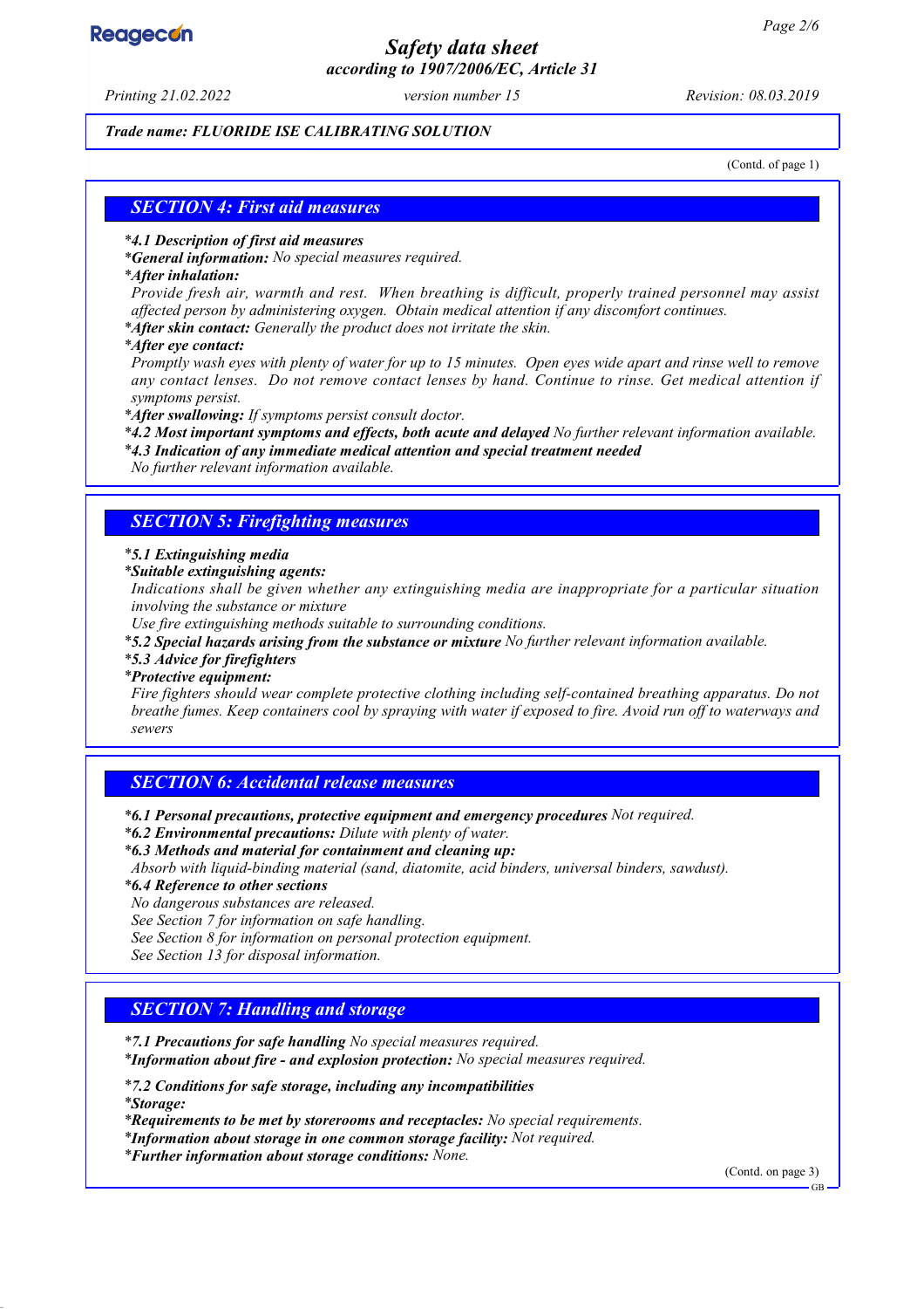*Trade name: FLUORIDE ISE CALIBRATING SOLUTION*

(Contd. of page 1)

## SECTION 4: First aid measures

- ***4.1 Description of first aid measures***
- ***General information:*** *No special measures required.*
- ***After inhalation:***
  *Provide fresh air, warmth and rest. When breathing is difficult, properly trained personnel may assist affected person by administering oxygen. Obtain medical attention if any discomfort continues.*
- ***After skin contact:*** *Generally the product does not irritate the skin.*
- ***After eye contact:***
  *Promptly wash eyes with plenty of water for up to 15 minutes. Open eyes wide apart and rinse well to remove any contact lenses. Do not remove contact lenses by hand. Continue to rinse. Get medical attention if symptoms persist.*
- ***After swallowing:*** *If symptoms persist consult doctor.*
- ***4.2 Most important symptoms and effects, both acute and delayed*** *No further relevant information available.*
- ***4.3 Indication of any immediate medical attention and special treatment needed***
  *No further relevant information available.*

## SECTION 5: Firefighting measures

- ***5.1 Extinguishing media***
- ***Suitable extinguishing agents:***
  *Indications shall be given whether any extinguishing media are inappropriate for a particular situation involving the substance or mixture*
  *Use fire extinguishing methods suitable to surrounding conditions.*
- ***5.2 Special hazards arising from the substance or mixture*** *No further relevant information available.*
- ***5.3 Advice for firefighters***
- ***Protective equipment:***
  *Fire fighters should wear complete protective clothing including self-contained breathing apparatus. Do not breathe fumes. Keep containers cool by spraying with water if exposed to fire. Avoid run off to waterways and sewers*

## SECTION 6: Accidental release measures

- ***6.1 Personal precautions, protective equipment and emergency procedures*** *Not required.*
- ***6.2 Environmental precautions:*** *Dilute with plenty of water.*
- ***6.3 Methods and material for containment and cleaning up:***
  *Absorb with liquid-binding material (sand, diatomite, acid binders, universal binders, sawdust).*
- ***6.4 Reference to other sections***
  *No dangerous substances are released.*
  *See Section 7 for information on safe handling.*
  *See Section 8 for information on personal protection equipment.*
  *See Section 13 for disposal information.*

## SECTION 7: Handling and storage

- ***7.1 Precautions for safe handling*** *No special measures required.*
- ***Information about fire - and explosion protection:*** *No special measures required.*

- ***7.2 Conditions for safe storage, including any incompatibilities***
- ***Storage:***
- ***Requirements to be met by storerooms and receptacles:*** *No special requirements.*
- ***Information about storage in one common storage facility:*** *Not required.*
- ***Further information about storage conditions:*** *None.*

(Contd. on page 3)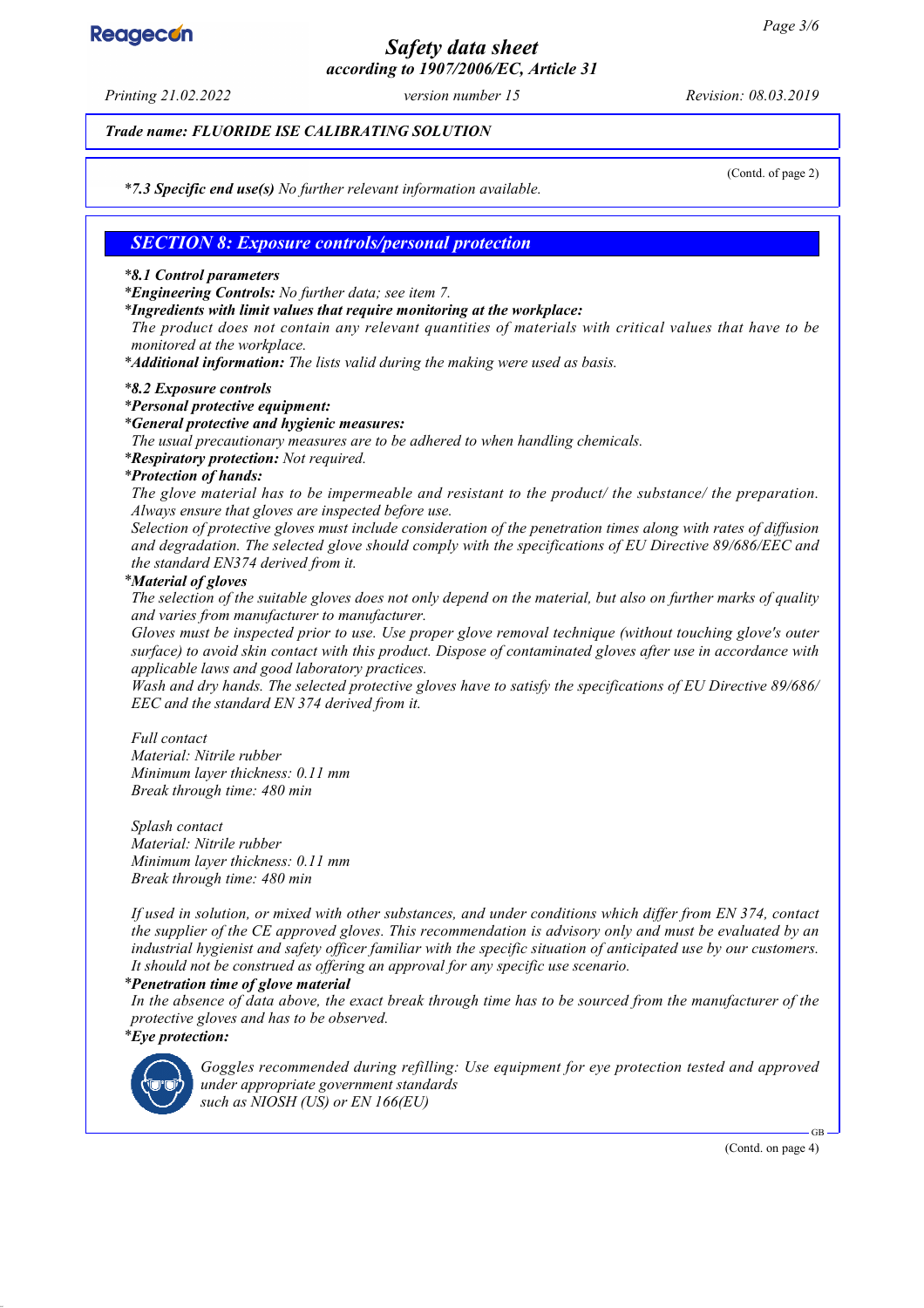(Contd. of page 2)

*7.3 Specific end use(s)* No further relevant information available.

## SECTION 8: Exposure controls/personal protection

***8.1 Control parameters***

***Engineering Controls:*** No further data; see item 7.

***Ingredients with limit values that require monitoring at the workplace:***

The product does not contain any relevant quantities of materials with critical values that have to be monitored at the workplace.

***Additional information:*** The lists valid during the making were used as basis.

***8.2 Exposure controls***

***Personal protective equipment:***

***General protective and hygienic measures:***

The usual precautionary measures are to be adhered to when handling chemicals.

***Respiratory protection:*** Not required.

***Protection of hands:***

The glove material has to be impermeable and resistant to the product/ the substance/ the preparation. Always ensure that gloves are inspected before use.

Selection of protective gloves must include consideration of the penetration times along with rates of diffusion and degradation. The selected glove should comply with the specifications of EU Directive 89/686/EEC and the standard EN374 derived from it.

***Material of gloves***

The selection of the suitable gloves does not only depend on the material, but also on further marks of quality and varies from manufacturer to manufacturer.

Gloves must be inspected prior to use. Use proper glove removal technique (without touching glove's outer surface) to avoid skin contact with this product. Dispose of contaminated gloves after use in accordance with applicable laws and good laboratory practices.

Wash and dry hands. The selected protective gloves have to satisfy the specifications of EU Directive 89/686/EEC and the standard EN 374 derived from it.

Full contact
Material: Nitrile rubber
Minimum layer thickness: 0.11 mm
Break through time: 480 min

Splash contact
Material: Nitrile rubber
Minimum layer thickness: 0.11 mm
Break through time: 480 min

If used in solution, or mixed with other substances, and under conditions which differ from EN 374, contact the supplier of the CE approved gloves. This recommendation is advisory only and must be evaluated by an industrial hygienist and safety officer familiar with the specific situation of anticipated use by our customers. It should not be construed as offering an approval for any specific use scenario.

***Penetration time of glove material***

In the absence of data above, the exact break through time has to be sourced from the manufacturer of the protective gloves and has to be observed.

***Eye protection:***

Goggles recommended during refilling: Use equipment for eye protection tested and approved under appropriate government standards such as NIOSH (US) or EN 166(EU)

(Contd. on page 4)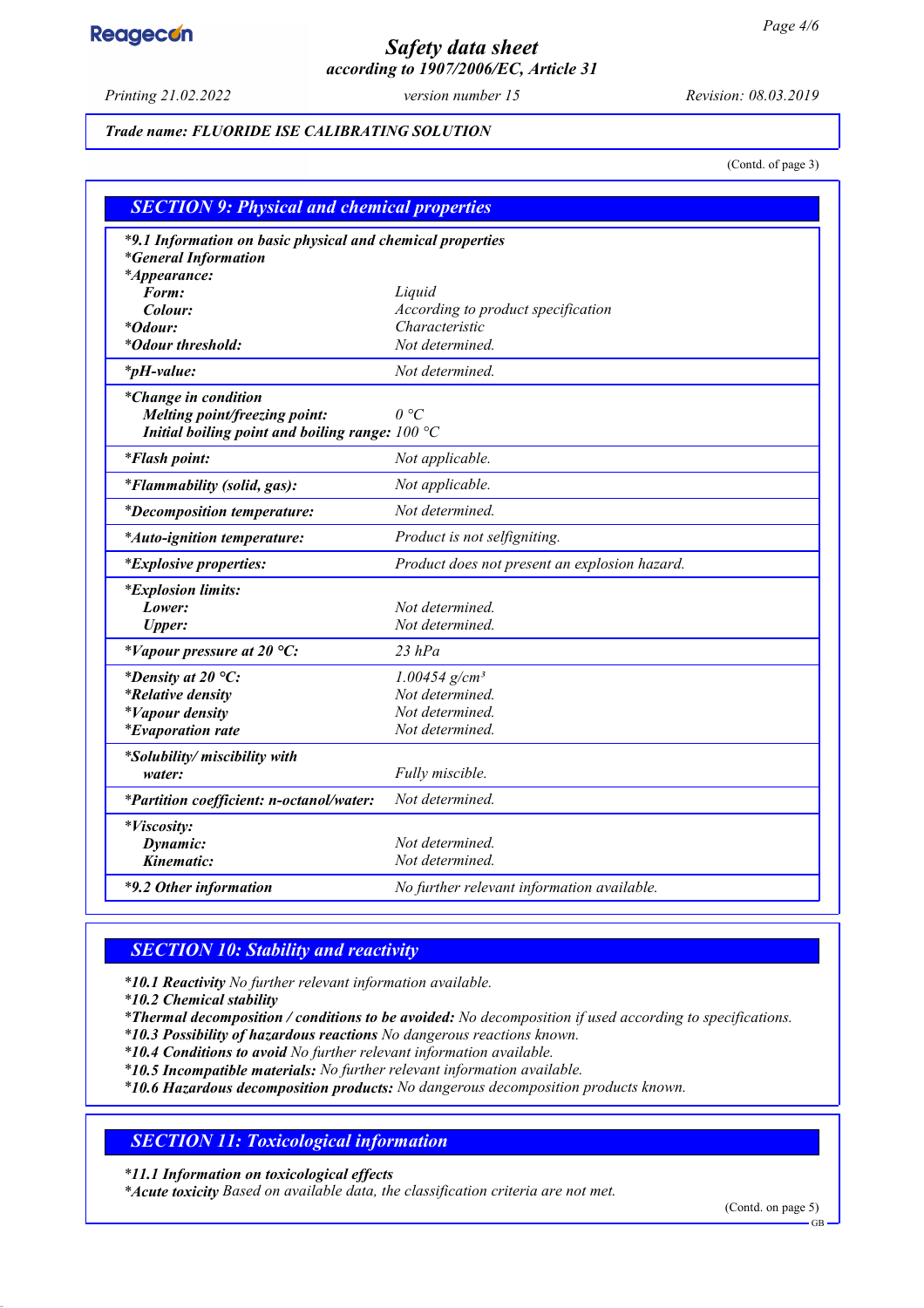Trade name: FLUORIDE ISE CALIBRATING SOLUTION

(Contd. of page 3)

## SECTION 9: Physical and chemical properties

| | |
|---|---|
| ***9.1 Information on basic physical and chemical properties*** | |
| ***General Information*** | |
| ***Appearance:*** | |
| **Form:** | Liquid |
| **Colour:** | According to product specification |
| ***Odour:*** | Characteristic |
| ***Odour threshold:*** | Not determined. |
| ***pH-value:*** | Not determined. |
| ***Change in condition*** | |
| **Melting point/freezing point:** | 0 °C |
| **Initial boiling point and boiling range:** | 100 °C |
| ***Flash point:*** | Not applicable. |
| ***Flammability (solid, gas):*** | Not applicable. |
| ***Decomposition temperature:*** | Not determined. |
| ***Auto-ignition temperature:*** | Product is not selfigniting. |
| ***Explosive properties:*** | Product does not present an explosion hazard. |
| ***Explosion limits:*** | |
| **Lower:** | Not determined. |
| **Upper:** | Not determined. |
| ***Vapour pressure at 20 °C:*** | 23 hPa |
| ***Density at 20 °C:*** | 1.00454 g/cm³ |
| ***Relative density*** | Not determined. |
| ***Vapour density*** | Not determined. |
| ***Evaporation rate*** | Not determined. |
| ***Solubility/ miscibility with*** | |
| **water:** | Fully miscible. |
| ***Partition coefficient: n-octanol/water:*** | Not determined. |
| ***Viscosity:*** | |
| **Dynamic:** | Not determined. |
| **Kinematic:** | Not determined. |
| ***9.2 Other information*** | No further relevant information available. |

## SECTION 10: Stability and reactivity

*\*10.1 Reactivity* No further relevant information available.
*\*10.2 Chemical stability*
*\*Thermal decomposition / conditions to be avoided:* No decomposition if used according to specifications.
*\*10.3 Possibility of hazardous reactions* No dangerous reactions known.
*\*10.4 Conditions to avoid* No further relevant information available.
*\*10.5 Incompatible materials:* No further relevant information available.
*\*10.6 Hazardous decomposition products:* No dangerous decomposition products known.

## SECTION 11: Toxicological information

*\*11.1 Information on toxicological effects*
*\*Acute toxicity* Based on available data, the classification criteria are not met.

(Contd. on page 5)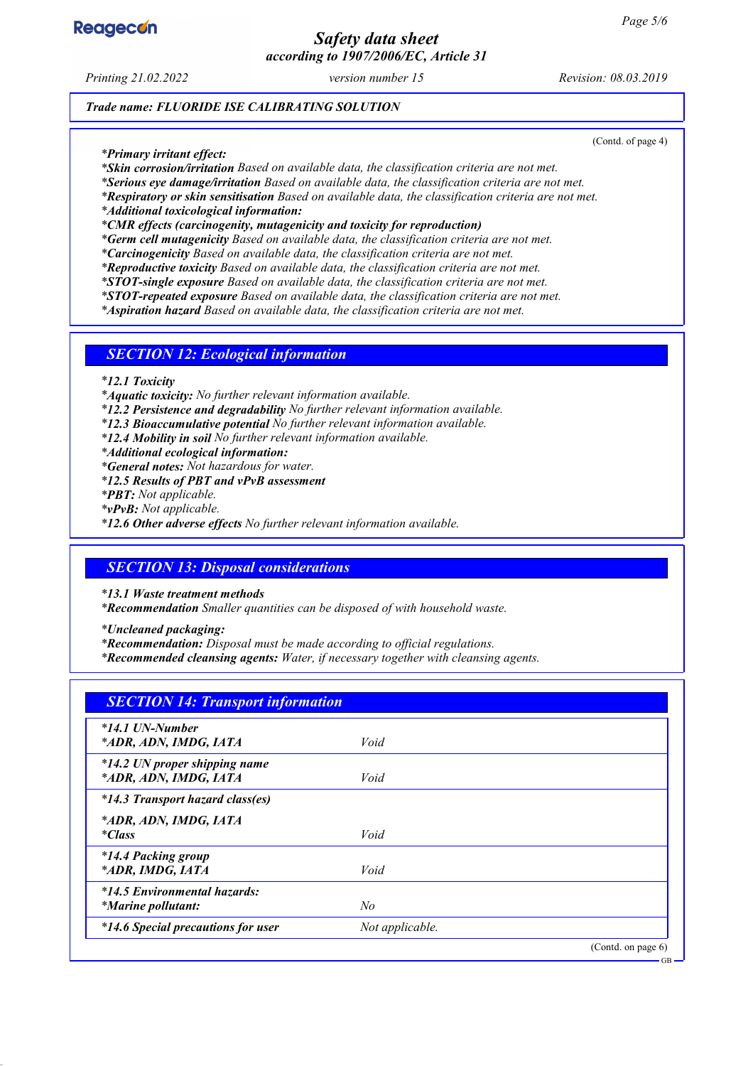**Trade name: FLUORIDE ISE CALIBRATING SOLUTION**

(Contd. of page 4)

*Primary irritant effect:*
***Skin corrosion/irritation** Based on available data, the classification criteria are not met.*
***Serious eye damage/irritation** Based on available data, the classification criteria are not met.*
***Respiratory or skin sensitisation** Based on available data, the classification criteria are not met.*
***Additional toxicological information:***
***CMR effects (carcinogenity, mutagenicity and toxicity for reproduction)***
***Germ cell mutagenicity** Based on available data, the classification criteria are not met.*
***Carcinogenicity** Based on available data, the classification criteria are not met.*
***Reproductive toxicity** Based on available data, the classification criteria are not met.*
***STOT-single exposure** Based on available data, the classification criteria are not met.*
***STOT-repeated exposure** Based on available data, the classification criteria are not met.*
***Aspiration hazard** Based on available data, the classification criteria are not met.*

## SECTION 12: Ecological information

***12.1 Toxicity***
***Aquatic toxicity:** No further relevant information available.*
***12.2 Persistence and degradability** No further relevant information available.*
***12.3 Bioaccumulative potential** No further relevant information available.*
***12.4 Mobility in soil** No further relevant information available.*
***Additional ecological information:***
***General notes:** Not hazardous for water.*
***12.5 Results of PBT and vPvB assessment***
***PBT:** Not applicable.*
***vPvB:** Not applicable.*
***12.6 Other adverse effects** No further relevant information available.*

## SECTION 13: Disposal considerations

***13.1 Waste treatment methods***
***Recommendation** Smaller quantities can be disposed of with household waste.*

***Uncleaned packaging:***
***Recommendation:** Disposal must be made according to official regulations.*
***Recommended cleansing agents:** Water, if necessary together with cleansing agents.*

## SECTION 14: Transport information

| | |
|---|---|
| ***14.1 UN-Number*** <br> ***ADR, ADN, IMDG, IATA*** | *Void* |
| ***14.2 UN proper shipping name*** <br> ***ADR, ADN, IMDG, IATA*** | *Void* |
| ***14.3 Transport hazard class(es)*** <br> ***ADR, ADN, IMDG, IATA*** <br> ***Class*** | *Void* |
| ***14.4 Packing group*** <br> ***ADR, IMDG, IATA*** | *Void* |
| ***14.5 Environmental hazards:*** <br> ***Marine pollutant:*** | *No* |
| ***14.6 Special precautions for user*** | *Not applicable.* |

(Contd. on page 6)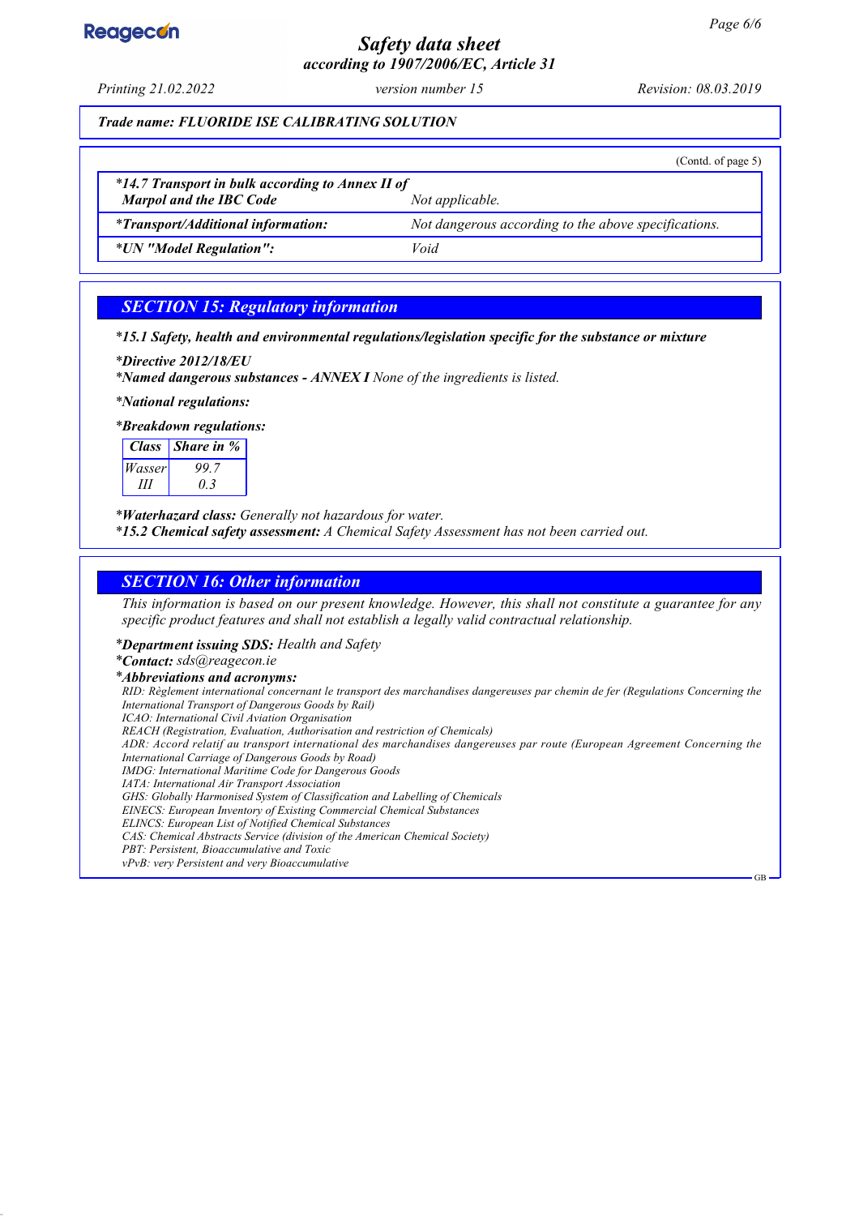Trade name: FLUORIDE ISE CALIBRATING SOLUTION

(Contd. of page 5)

| | |
|---|---|
| *14.7 Transport in bulk according to Annex II of Marpol and the IBC Code | Not applicable. |
| *Transport/Additional information: | Not dangerous according to the above specifications. |
| *UN "Model Regulation": | Void |

## SECTION 15: Regulatory information

***15.1 Safety, health and environmental regulations/legislation specific for the substance or mixture**

***Directive 2012/18/EU**

***Named dangerous substances - ANNEX I** *None of the ingredients is listed.*

***National regulations:**

***Breakdown regulations:**

| Class | Share in % |
|---|---|
| Wasser | 99.7 |
| III | 0.3 |

***Waterhazard class:** *Generally not hazardous for water.*

***15.2 Chemical safety assessment:** *A Chemical Safety Assessment has not been carried out.*

## SECTION 16: Other information

*This information is based on our present knowledge. However, this shall not constitute a guarantee for any specific product features and shall not establish a legally valid contractual relationship.*

***Department issuing SDS:** *Health and Safety*

***Contact:** *sds@reagecon.ie*

***Abbreviations and acronyms:**

RID: Règlement international concernant le transport des marchandises dangereuses par chemin de fer (Regulations Concerning the International Transport of Dangerous Goods by Rail)
ICAO: International Civil Aviation Organisation
REACH (Registration, Evaluation, Authorisation and restriction of Chemicals)
ADR: Accord relatif au transport international des marchandises dangereuses par route (European Agreement Concerning the International Carriage of Dangerous Goods by Road)
IMDG: International Maritime Code for Dangerous Goods
IATA: International Air Transport Association
GHS: Globally Harmonised System of Classification and Labelling of Chemicals
EINECS: European Inventory of Existing Commercial Chemical Substances
ELINCS: European List of Notified Chemical Substances
CAS: Chemical Abstracts Service (division of the American Chemical Society)
PBT: Persistent, Bioaccumulative and Toxic
vPvB: very Persistent and very Bioaccumulative